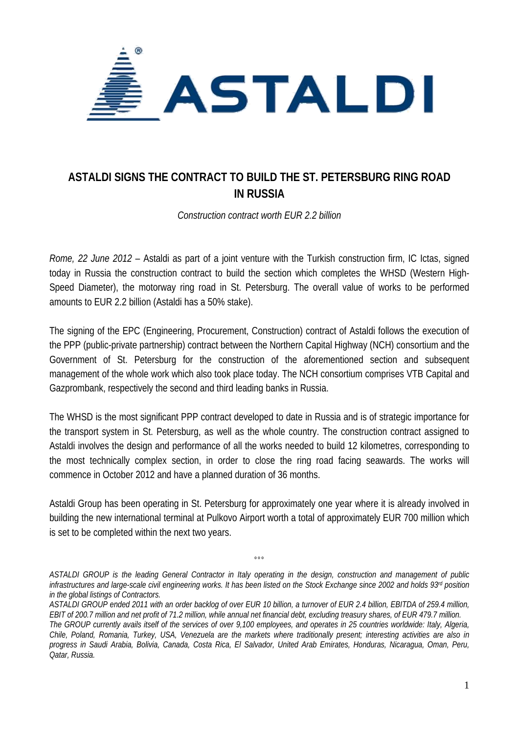ASTALDI

# ASTALDI SIGNS THE CONTRACT TO BUILD THE ST. PETERSBURG RING ROAD IN RUSSIA

*Construction contract worth EUR 2.2 billion*

*Rome, 22 June 2012* – Astaldi as part of a joint venture with the Turkish construction firm, IC Ictas, signed today in Russia the construction contract to build the section which completes the WHSD (Western High-Speed Diameter), the motorway ring road in St. Petersburg. The overall value of works to be performed amounts to EUR 2.2 billion (Astaldi has a 50% stake).

The signing of the EPC (Engineering, Procurement, Construction) contract of Astaldi follows the execution of the PPP (public-private partnership) contract between the Northern Capital Highway (NCH) consortium and the Government of St. Petersburg for the construction of the aforementioned section and subsequent management of the whole work which also took place today. The NCH consortium comprises VTB Capital and Gazprombank, respectively the second and third leading banks in Russia.

The WHSD is the most significant PPP contract developed to date in Russia and is of strategic importance for the transport system in St. Petersburg, as well as the whole country. The construction contract assigned to Astaldi involves the design and performance of all the works needed to build 12 kilometres, corresponding to the most technically complex section, in order to close the ring road facing seawards. The works will commence in October 2012 and have a planned duration of 36 months.

Astaldi Group has been operating in St. Petersburg for approximately one year where it is already involved in building the new international terminal at Pulkovo Airport worth a total of approximately EUR 700 million which is set to be completed within the next two years.

°°°

*ASTALDI GROUP is the leading General Contractor in Italy operating in the design, construction and management of public infrastructures and large-scale civil engineering works. It has been listed on the Stock Exchange since 2002 and holds 93rd position in the global listings of Contractors.*
*ASTALDI GROUP ended 2011 with an order backlog of over EUR 10 billion, a turnover of EUR 2.4 billion, EBITDA of 259.4 million, EBIT of 200.7 million and net profit of 71.2 million, while annual net financial debt, excluding treasury shares, of EUR 479.7 million.*
*The GROUP currently avails itself of the services of over 9,100 employees, and operates in 25 countries worldwide: Italy, Algeria, Chile, Poland, Romania, Turkey, USA, Venezuela are the markets where traditionally present; interesting activities are also in progress in Saudi Arabia, Bolivia, Canada, Costa Rica, El Salvador, United Arab Emirates, Honduras, Nicaragua, Oman, Peru, Qatar, Russia.*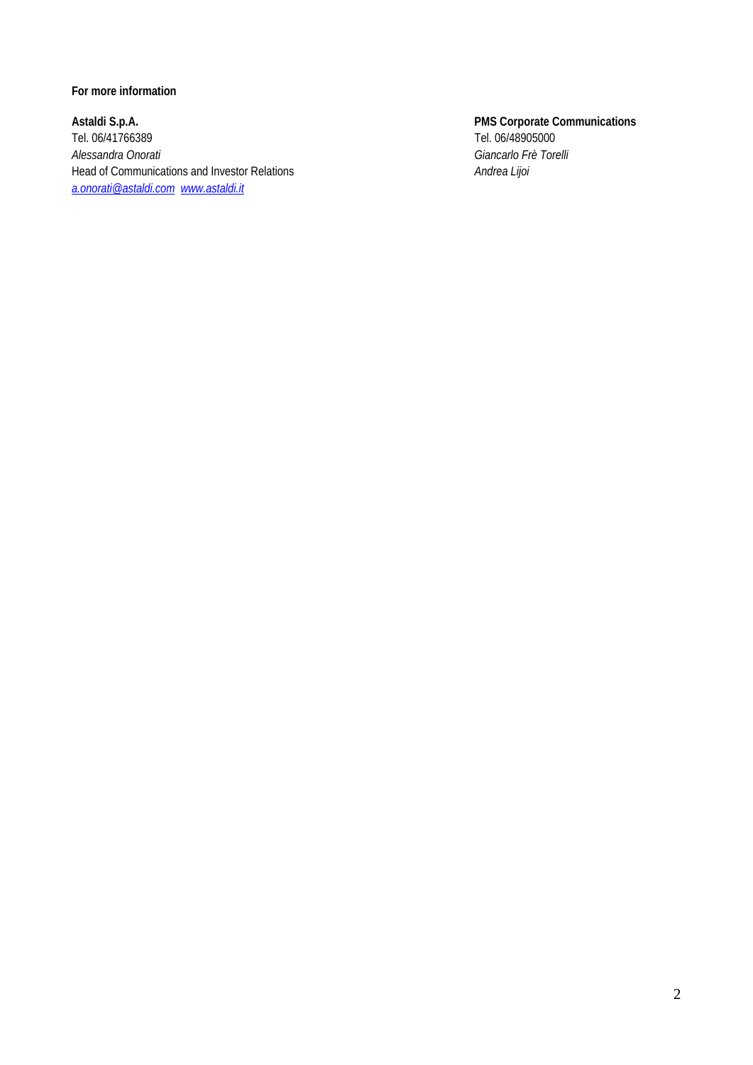**For more information**

**Astaldi S.p.A.**
Tel. 06/41766389
*Alessandra Onorati*
Head of Communications and Investor Relations
*a.onorati@astaldi.com* *www.astaldi.it*

**PMS Corporate Communications**
Tel. 06/48905000
*Giancarlo Frè Torelli*
*Andrea Lijoi*